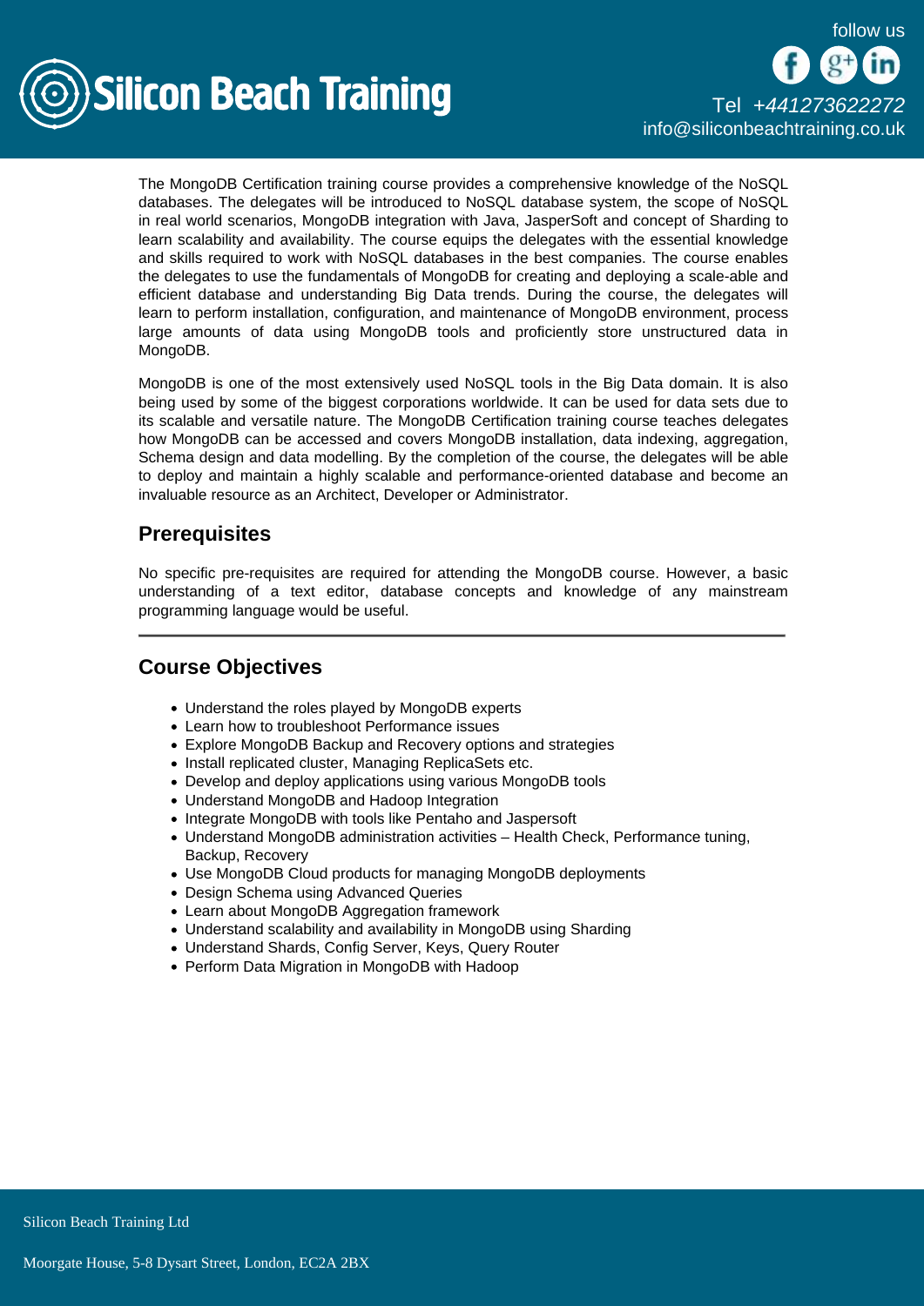The MongoDB Certification training course provides a comprehensive knowledge of the NoSQL databases. The delegates will be introduced to NoSQL database system, the scope of NoSQL in real world scenarios, MongoDB integration with Java, JasperSoft and concept of Sharding to learn scalability and availability. The course equips the delegates with the essential knowledge and skills required to work with NoSQL databases in the best companies. The course enables the delegates to use the fundamentals of MongoDB for creating and deploying a scale-able and efficient database and understanding Big Data trends. During the course, the delegates will learn to perform installation, configuration, and maintenance of MongoDB environment, process large amounts of data using MongoDB tools and proficiently store unstructured data in MongoDB.

MongoDB is one of the most extensively used NoSQL tools in the Big Data domain. It is also being used by some of the biggest corporations worldwide. It can be used for data sets due to its scalable and versatile nature. The MongoDB Certification training course teaches delegates how MongoDB can be accessed and covers MongoDB installation, data indexing, aggregation, Schema design and data modelling. By the completion of the course, the delegates will be able to deploy and maintain a highly scalable and performance-oriented database and become an invaluable resource as an Architect, Developer or Administrator.

## Prerequisites

No specific pre-requisites are required for attending the MongoDB course. However, a basic understanding of a text editor, database concepts and knowledge of any mainstream programming language would be useful.

---

## Course Objectives

- Understand the roles played by MongoDB experts
- Learn how to troubleshoot Performance issues
- Explore MongoDB Backup and Recovery options and strategies
- Install replicated cluster, Managing ReplicaSets etc.
- Develop and deploy applications using various MongoDB tools
- Understand MongoDB and Hadoop Integration
- Integrate MongoDB with tools like Pentaho and Jaspersoft
- Understand MongoDB administration activities – Health Check, Performance tuning, Backup, Recovery
- Use MongoDB Cloud products for managing MongoDB deployments
- Design Schema using Advanced Queries
- Learn about MongoDB Aggregation framework
- Understand scalability and availability in MongoDB using Sharding
- Understand Shards, Config Server, Keys, Query Router
- Perform Data Migration in MongoDB with Hadoop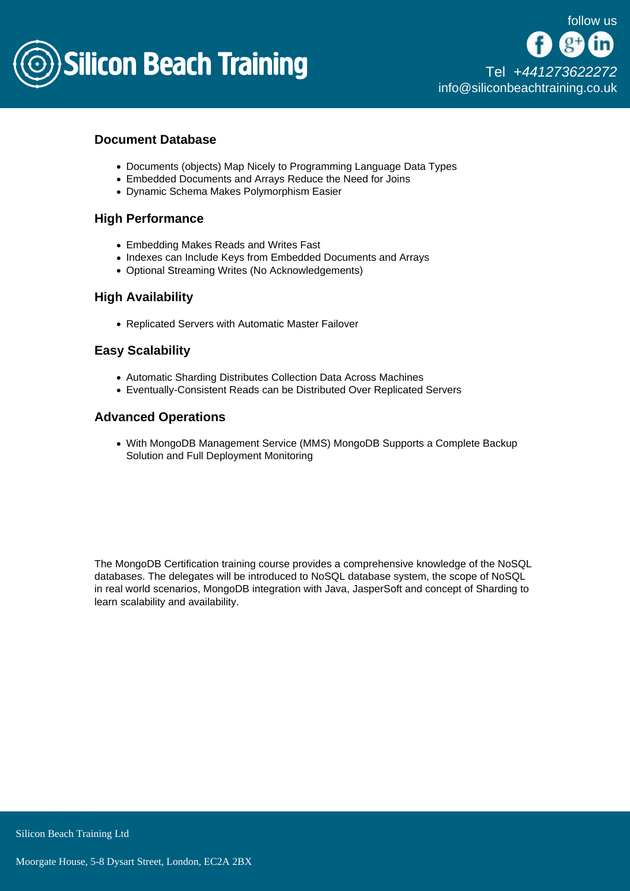### Document Database

- Documents (objects) Map Nicely to Programming Language Data Types
- Embedded Documents and Arrays Reduce the Need for Joins
- Dynamic Schema Makes Polymorphism Easier

### High Performance

- Embedding Makes Reads and Writes Fast
- Indexes can Include Keys from Embedded Documents and Arrays
- Optional Streaming Writes (No Acknowledgements)

### High Availability

- Replicated Servers with Automatic Master Failover

### Easy Scalability

- Automatic Sharding Distributes Collection Data Across Machines
- Eventually-Consistent Reads can be Distributed Over Replicated Servers

### Advanced Operations

- With MongoDB Management Service (MMS) MongoDB Supports a Complete Backup Solution and Full Deployment Monitoring

The MongoDB Certification training course provides a comprehensive knowledge of the NoSQL databases. The delegates will be introduced to NoSQL database system, the scope of NoSQL in real world scenarios, MongoDB integration with Java, JasperSoft and concept of Sharding to learn scalability and availability.